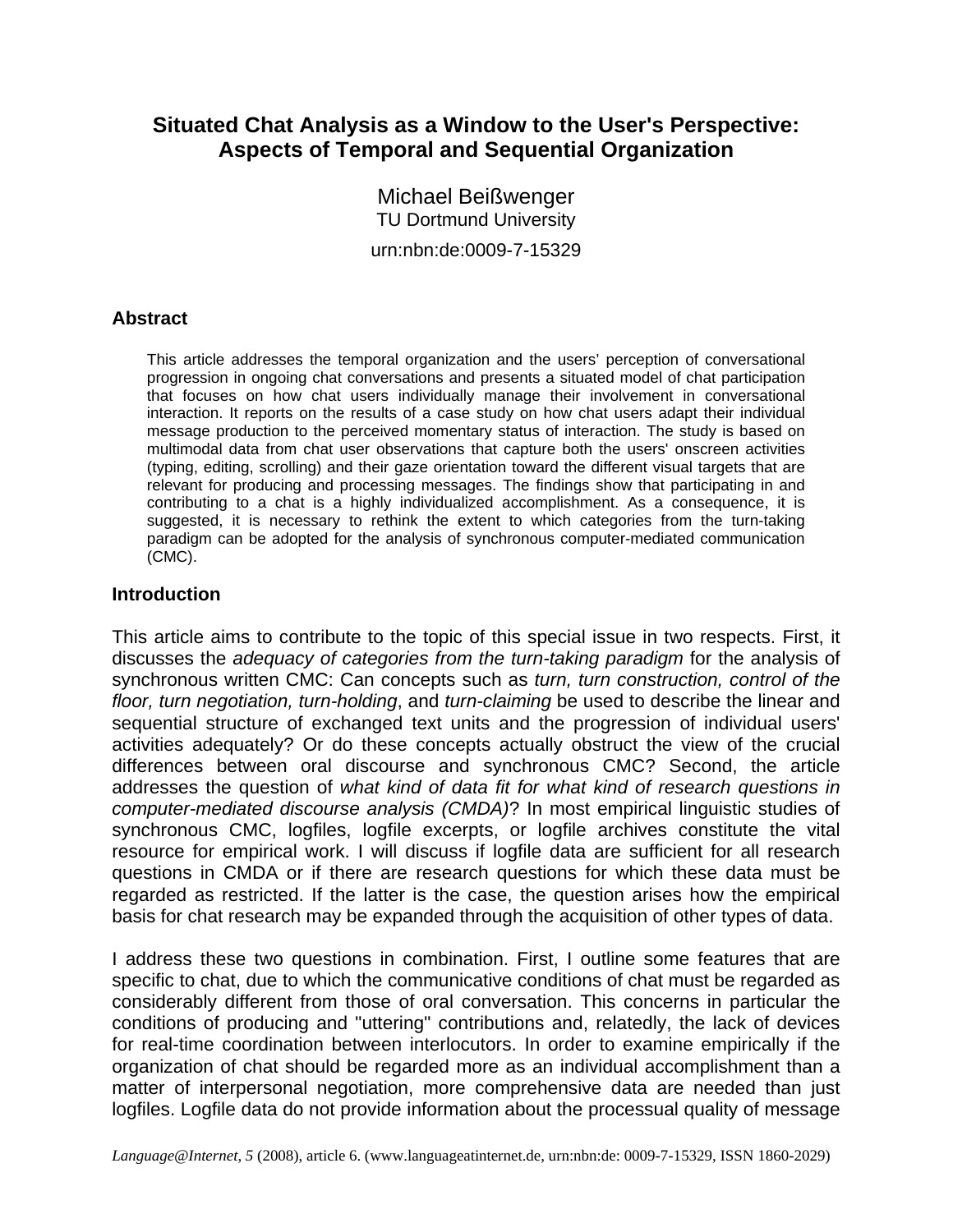# Situated Chat Analysis as a Window to the User's Perspective: Aspects of Temporal and Sequential Organization

Michael Beißwenger
TU Dortmund University

urn:nbn:de:0009-7-15329

## Abstract

This article addresses the temporal organization and the users' perception of conversational progression in ongoing chat conversations and presents a situated model of chat participation that focuses on how chat users individually manage their involvement in conversational interaction. It reports on the results of a case study on how chat users adapt their individual message production to the perceived momentary status of interaction. The study is based on multimodal data from chat user observations that capture both the users' onscreen activities (typing, editing, scrolling) and their gaze orientation toward the different visual targets that are relevant for producing and processing messages. The findings show that participating in and contributing to a chat is a highly individualized accomplishment. As a consequence, it is suggested, it is necessary to rethink the extent to which categories from the turn-taking paradigm can be adopted for the analysis of synchronous computer-mediated communication (CMC).

## Introduction

This article aims to contribute to the topic of this special issue in two respects. First, it discusses the *adequacy of categories from the turn-taking paradigm* for the analysis of synchronous written CMC: Can concepts such as *turn, turn construction, control of the floor, turn negotiation, turn-holding*, and *turn-claiming* be used to describe the linear and sequential structure of exchanged text units and the progression of individual users' activities adequately? Or do these concepts actually obstruct the view of the crucial differences between oral discourse and synchronous CMC? Second, the article addresses the question of *what kind of data fit for what kind of research questions in computer-mediated discourse analysis (CMDA)*? In most empirical linguistic studies of synchronous CMC, logfiles, logfile excerpts, or logfile archives constitute the vital resource for empirical work. I will discuss if logfile data are sufficient for all research questions in CMDA or if there are research questions for which these data must be regarded as restricted. If the latter is the case, the question arises how the empirical basis for chat research may be expanded through the acquisition of other types of data.

I address these two questions in combination. First, I outline some features that are specific to chat, due to which the communicative conditions of chat must be regarded as considerably different from those of oral conversation. This concerns in particular the conditions of producing and "uttering" contributions and, relatedly, the lack of devices for real-time coordination between interlocutors. In order to examine empirically if the organization of chat should be regarded more as an individual accomplishment than a matter of interpersonal negotiation, more comprehensive data are needed than just logfiles. Logfile data do not provide information about the processual quality of message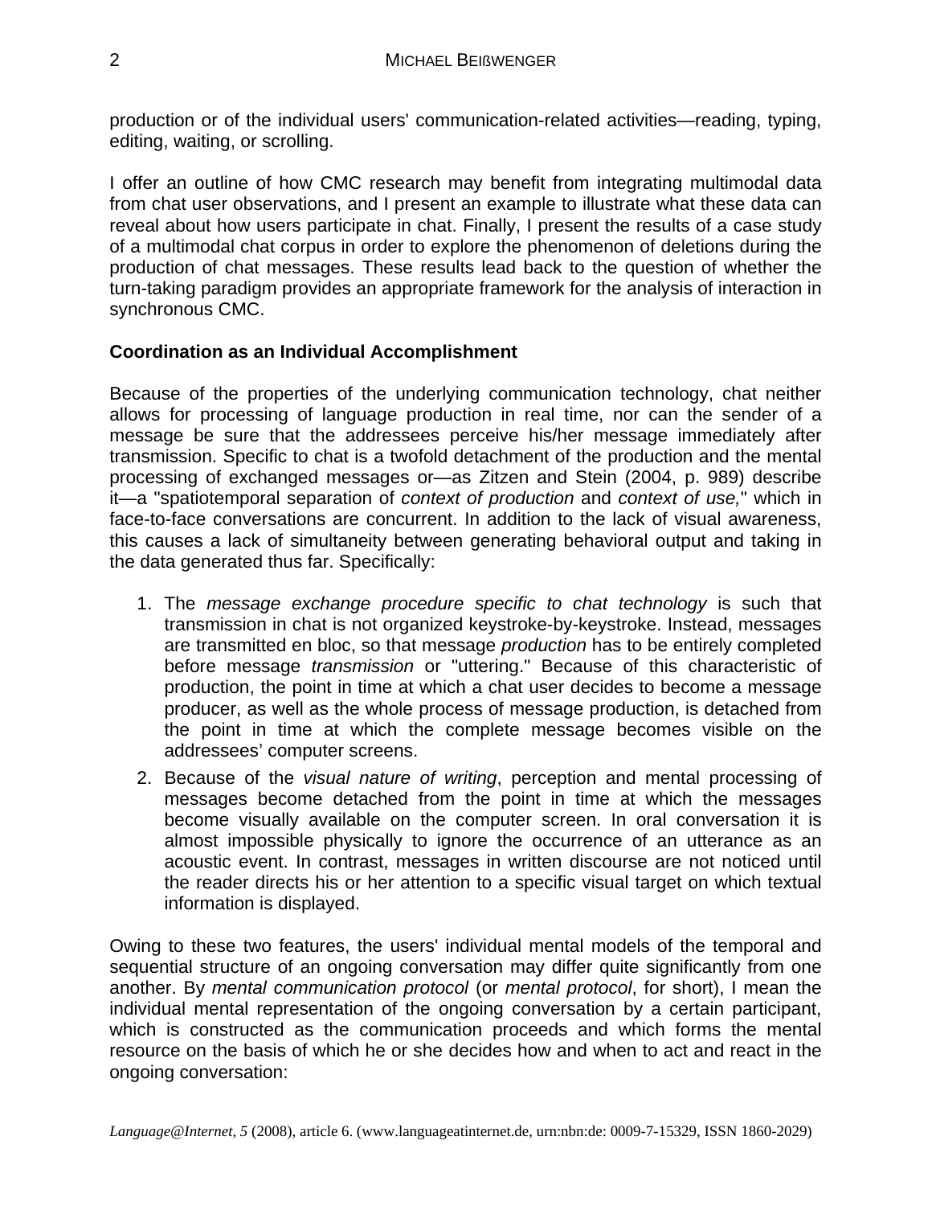production or of the individual users' communication-related activities—reading, typing, editing, waiting, or scrolling.

I offer an outline of how CMC research may benefit from integrating multimodal data from chat user observations, and I present an example to illustrate what these data can reveal about how users participate in chat. Finally, I present the results of a case study of a multimodal chat corpus in order to explore the phenomenon of deletions during the production of chat messages. These results lead back to the question of whether the turn-taking paradigm provides an appropriate framework for the analysis of interaction in synchronous CMC.

**Coordination as an Individual Accomplishment**

Because of the properties of the underlying communication technology, chat neither allows for processing of language production in real time, nor can the sender of a message be sure that the addressees perceive his/her message immediately after transmission. Specific to chat is a twofold detachment of the production and the mental processing of exchanged messages or—as Zitzen and Stein (2004, p. 989) describe it—a "spatiotemporal separation of *context of production* and *context of use,*" which in face-to-face conversations are concurrent. In addition to the lack of visual awareness, this causes a lack of simultaneity between generating behavioral output and taking in the data generated thus far. Specifically:

1. The *message exchange procedure specific to chat technology* is such that transmission in chat is not organized keystroke-by-keystroke. Instead, messages are transmitted en bloc, so that message *production* has to be entirely completed before message *transmission* or "uttering." Because of this characteristic of production, the point in time at which a chat user decides to become a message producer, as well as the whole process of message production, is detached from the point in time at which the complete message becomes visible on the addressees' computer screens.
2. Because of the *visual nature of writing*, perception and mental processing of messages become detached from the point in time at which the messages become visually available on the computer screen. In oral conversation it is almost impossible physically to ignore the occurrence of an utterance as an acoustic event. In contrast, messages in written discourse are not noticed until the reader directs his or her attention to a specific visual target on which textual information is displayed.

Owing to these two features, the users' individual mental models of the temporal and sequential structure of an ongoing conversation may differ quite significantly from one another. By *mental communication protocol* (or *mental protocol*, for short), I mean the individual mental representation of the ongoing conversation by a certain participant, which is constructed as the communication proceeds and which forms the mental resource on the basis of which he or she decides how and when to act and react in the ongoing conversation: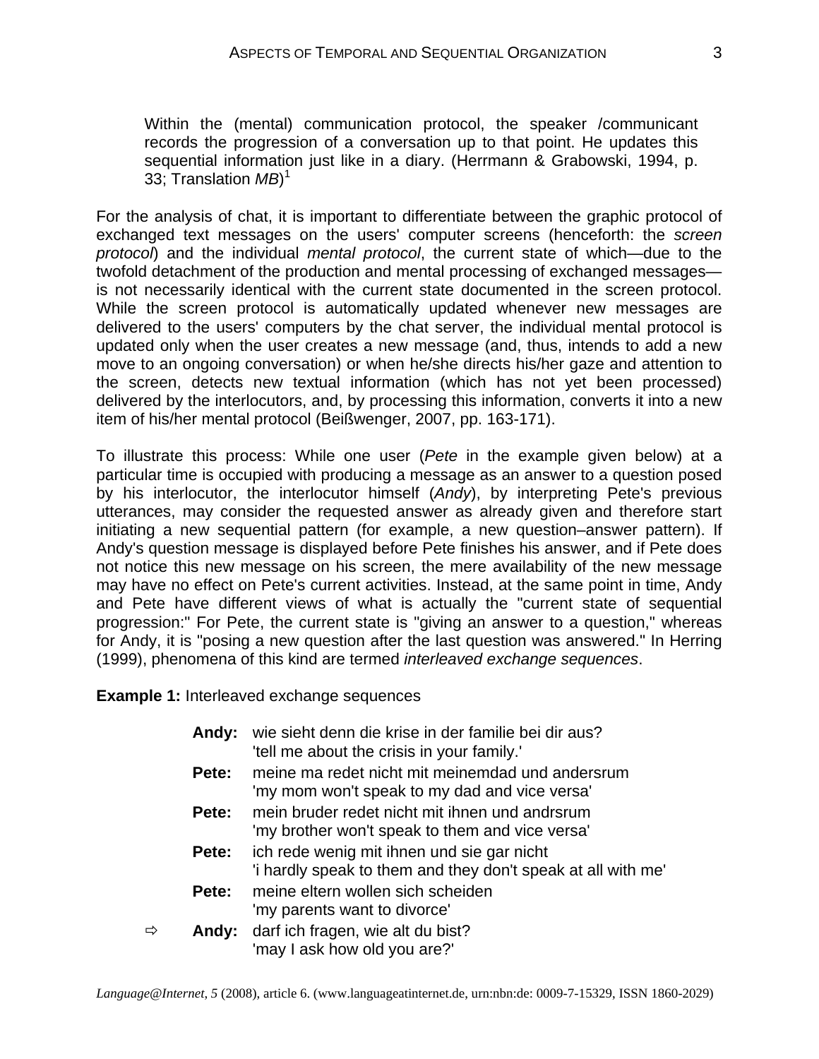> Within the (mental) communication protocol, the speaker /communicant records the progression of a conversation up to that point. He updates this sequential information just like in a diary. (Herrmann & Grabowski, 1994, p. 33; Translation *MB*)[1]

For the analysis of chat, it is important to differentiate between the graphic protocol of exchanged text messages on the users' computer screens (henceforth: the *screen protocol*) and the individual *mental protocol*, the current state of which—due to the twofold detachment of the production and mental processing of exchanged messages—is not necessarily identical with the current state documented in the screen protocol. While the screen protocol is automatically updated whenever new messages are delivered to the users' computers by the chat server, the individual mental protocol is updated only when the user creates a new message (and, thus, intends to add a new move to an ongoing conversation) or when he/she directs his/her gaze and attention to the screen, detects new textual information (which has not yet been processed) delivered by the interlocutors, and, by processing this information, converts it into a new item of his/her mental protocol (Beißwenger, 2007, pp. 163-171).

To illustrate this process: While one user (*Pete* in the example given below) at a particular time is occupied with producing a message as an answer to a question posed by his interlocutor, the interlocutor himself (*Andy*), by interpreting Pete's previous utterances, may consider the requested answer as already given and therefore start initiating a new sequential pattern (for example, a new question–answer pattern). If Andy's question message is displayed before Pete finishes his answer, and if Pete does not notice this new message on his screen, the mere availability of the new message may have no effect on Pete's current activities. Instead, at the same point in time, Andy and Pete have different views of what is actually the "current state of sequential progression:" For Pete, the current state is "giving an answer to a question," whereas for Andy, it is "posing a new question after the last question was answered." In Herring (1999), phenomena of this kind are termed *interleaved exchange sequences*.

**Example 1:** Interleaved exchange sequences

| | | |
|---|---|---|
| | **Andy:** | wie sieht denn die krise in der familie bei dir aus?<br>'tell me about the crisis in your family.' |
| | **Pete:** | meine ma redet nicht mit meinemdad und andersrum<br>'my mom won't speak to my dad and vice versa' |
| | **Pete:** | mein bruder redet nicht mit ihnen und andrsrum<br>'my brother won't speak to them and vice versa' |
| | **Pete:** | ich rede wenig mit ihnen und sie gar nicht<br>'i hardly speak to them and they don't speak at all with me' |
| | **Pete:** | meine eltern wollen sich scheiden<br>'my parents want to divorce' |
| ⇨ | **Andy:** | darf ich fragen, wie alt du bist?<br>'may I ask how old you are?' |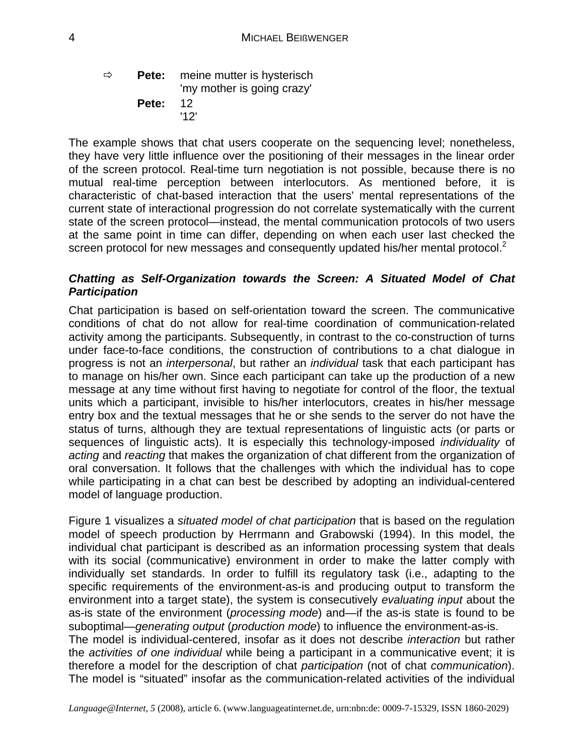⇨ **Pete:** meine mutter is hysterisch
'my mother is going crazy'

**Pete:** 12
'12'

The example shows that chat users cooperate on the sequencing level; nonetheless, they have very little influence over the positioning of their messages in the linear order of the screen protocol. Real-time turn negotiation is not possible, because there is no mutual real-time perception between interlocutors. As mentioned before, it is characteristic of chat-based interaction that the users' mental representations of the current state of interactional progression do not correlate systematically with the current state of the screen protocol—instead, the mental communication protocols of two users at the same point in time can differ, depending on when each user last checked the screen protocol for new messages and consequently updated his/her mental protocol.[2]

### *Chatting as Self-Organization towards the Screen: A Situated Model of Chat Participation*

Chat participation is based on self-orientation toward the screen. The communicative conditions of chat do not allow for real-time coordination of communication-related activity among the participants. Subsequently, in contrast to the co-construction of turns under face-to-face conditions, the construction of contributions to a chat dialogue in progress is not an *interpersonal*, but rather an *individual* task that each participant has to manage on his/her own. Since each participant can take up the production of a new message at any time without first having to negotiate for control of the floor, the textual units which a participant, invisible to his/her interlocutors, creates in his/her message entry box and the textual messages that he or she sends to the server do not have the status of turns, although they are textual representations of linguistic acts (or parts or sequences of linguistic acts). It is especially this technology-imposed *individuality* of *acting* and *reacting* that makes the organization of chat different from the organization of oral conversation. It follows that the challenges with which the individual has to cope while participating in a chat can best be described by adopting an individual-centered model of language production.

Figure 1 visualizes a *situated model of chat participation* that is based on the regulation model of speech production by Herrmann and Grabowski (1994). In this model, the individual chat participant is described as an information processing system that deals with its social (communicative) environment in order to make the latter comply with individually set standards. In order to fulfill its regulatory task (i.e., adapting to the specific requirements of the environment-as-is and producing output to transform the environment into a target state), the system is consecutively *evaluating input* about the as-is state of the environment (*processing mode*) and—if the as-is state is found to be suboptimal—*generating output* (*production mode*) to influence the environment-as-is.
The model is individual-centered, insofar as it does not describe *interaction* but rather the *activities of one individual* while being a participant in a communicative event; it is therefore a model for the description of chat *participation* (not of chat *communication*). The model is "situated" insofar as the communication-related activities of the individual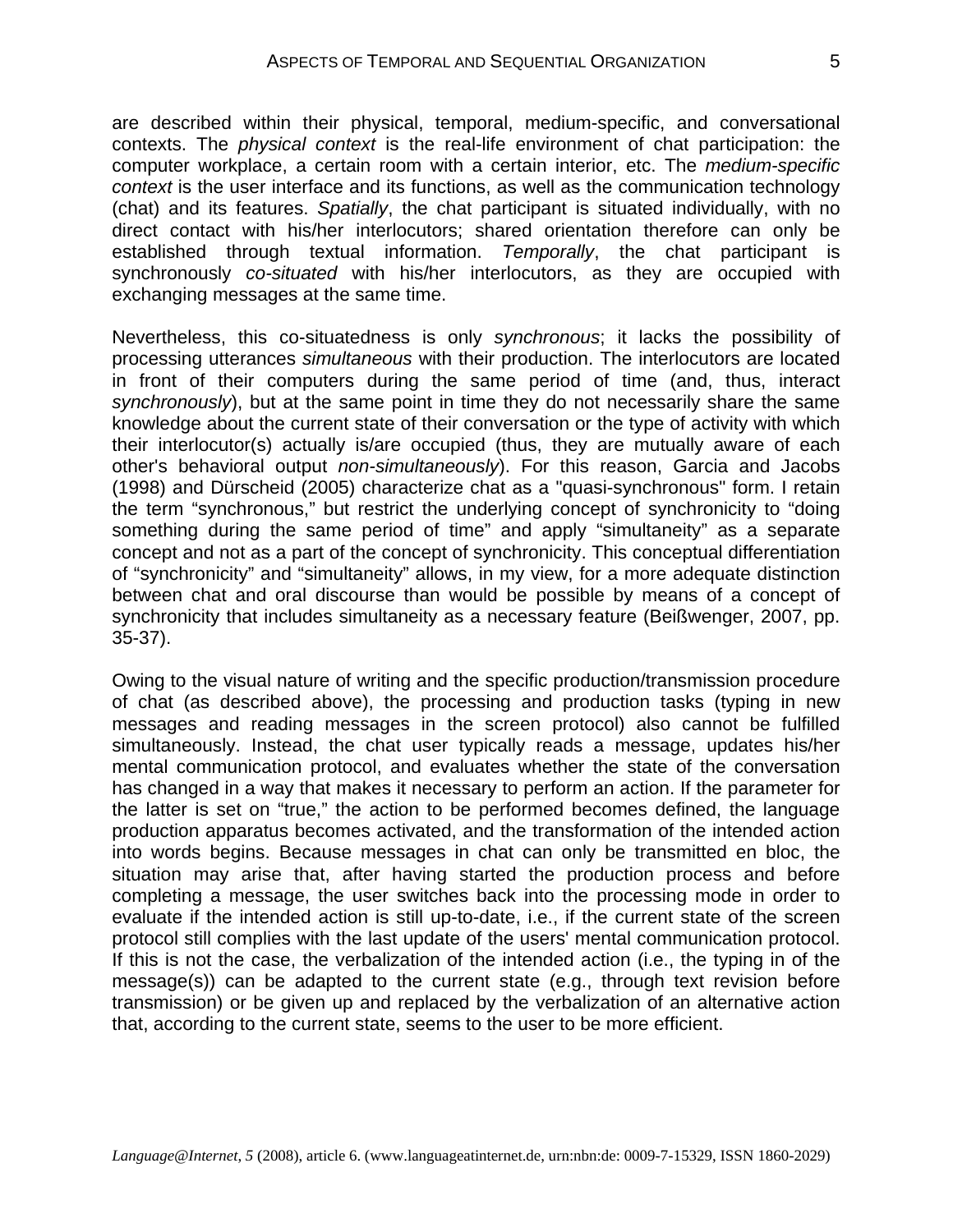are described within their physical, temporal, medium-specific, and conversational contexts. The *physical context* is the real-life environment of chat participation: the computer workplace, a certain room with a certain interior, etc. The *medium-specific context* is the user interface and its functions, as well as the communication technology (chat) and its features. *Spatially*, the chat participant is situated individually, with no direct contact with his/her interlocutors; shared orientation therefore can only be established through textual information. *Temporally*, the chat participant is synchronously *co-situated* with his/her interlocutors, as they are occupied with exchanging messages at the same time.

Nevertheless, this co-situatedness is only *synchronous*; it lacks the possibility of processing utterances *simultaneous* with their production. The interlocutors are located in front of their computers during the same period of time (and, thus, interact *synchronously*), but at the same point in time they do not necessarily share the same knowledge about the current state of their conversation or the type of activity with which their interlocutor(s) actually is/are occupied (thus, they are mutually aware of each other's behavioral output *non-simultaneously*). For this reason, Garcia and Jacobs (1998) and Dürscheid (2005) characterize chat as a "quasi-synchronous" form. I retain the term “synchronous,” but restrict the underlying concept of synchronicity to “doing something during the same period of time” and apply “simultaneity” as a separate concept and not as a part of the concept of synchronicity. This conceptual differentiation of “synchronicity” and “simultaneity” allows, in my view, for a more adequate distinction between chat and oral discourse than would be possible by means of a concept of synchronicity that includes simultaneity as a necessary feature (Beißwenger, 2007, pp. 35-37).

Owing to the visual nature of writing and the specific production/transmission procedure of chat (as described above), the processing and production tasks (typing in new messages and reading messages in the screen protocol) also cannot be fulfilled simultaneously. Instead, the chat user typically reads a message, updates his/her mental communication protocol, and evaluates whether the state of the conversation has changed in a way that makes it necessary to perform an action. If the parameter for the latter is set on “true,” the action to be performed becomes defined, the language production apparatus becomes activated, and the transformation of the intended action into words begins. Because messages in chat can only be transmitted en bloc, the situation may arise that, after having started the production process and before completing a message, the user switches back into the processing mode in order to evaluate if the intended action is still up-to-date, i.e., if the current state of the screen protocol still complies with the last update of the users' mental communication protocol. If this is not the case, the verbalization of the intended action (i.e., the typing in of the message(s)) can be adapted to the current state (e.g., through text revision before transmission) or be given up and replaced by the verbalization of an alternative action that, according to the current state, seems to the user to be more efficient.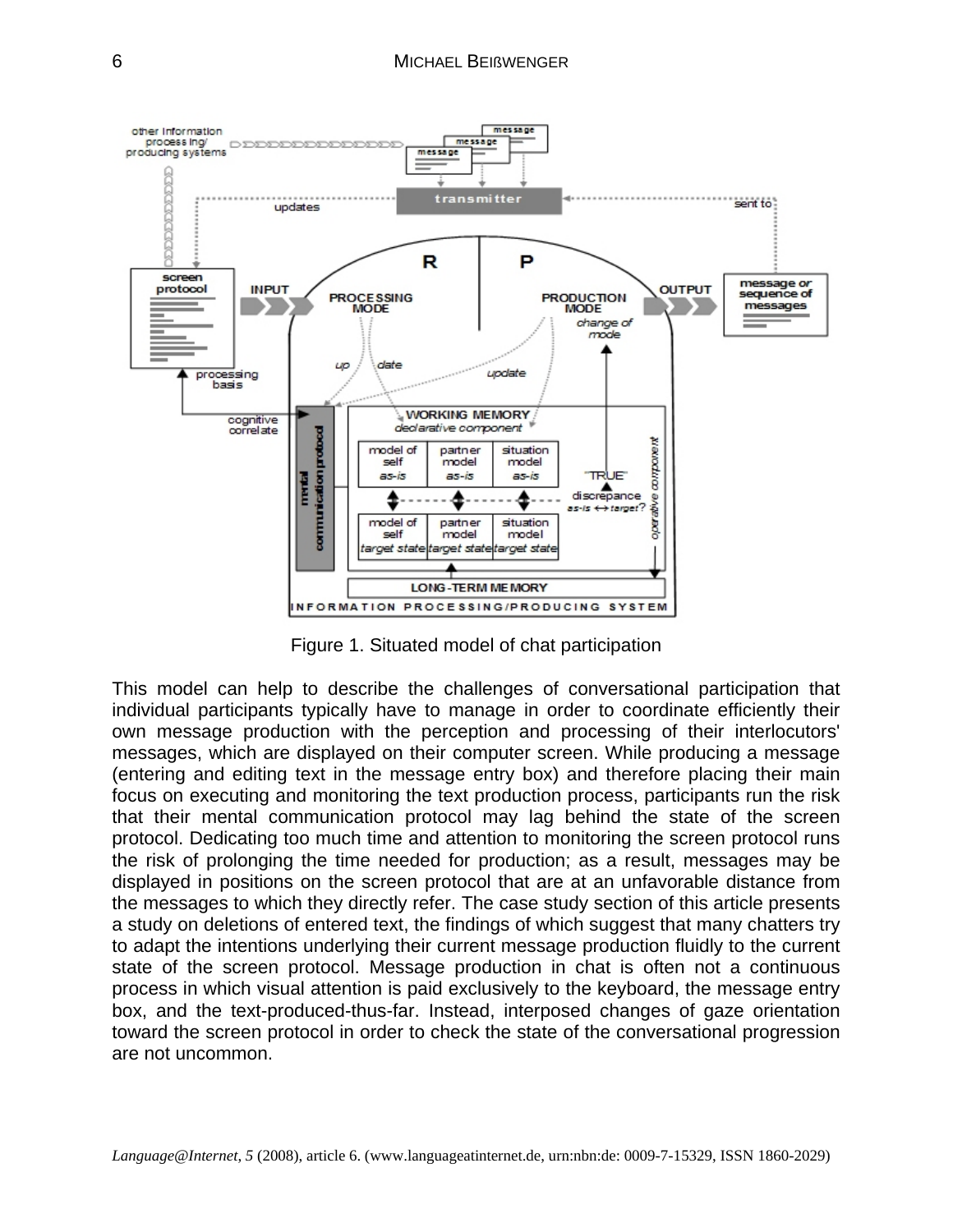Figure 1. Situated model of chat participation

This model can help to describe the challenges of conversational participation that individual participants typically have to manage in order to coordinate efficiently their own message production with the perception and processing of their interlocutors' messages, which are displayed on their computer screen. While producing a message (entering and editing text in the message entry box) and therefore placing their main focus on executing and monitoring the text production process, participants run the risk that their mental communication protocol may lag behind the state of the screen protocol. Dedicating too much time and attention to monitoring the screen protocol runs the risk of prolonging the time needed for production; as a result, messages may be displayed in positions on the screen protocol that are at an unfavorable distance from the messages to which they directly refer. The case study section of this article presents a study on deletions of entered text, the findings of which suggest that many chatters try to adapt the intentions underlying their current message production fluidly to the current state of the screen protocol. Message production in chat is often not a continuous process in which visual attention is paid exclusively to the keyboard, the message entry box, and the text-produced-thus-far. Instead, interposed changes of gaze orientation toward the screen protocol in order to check the state of the conversational progression are not uncommon.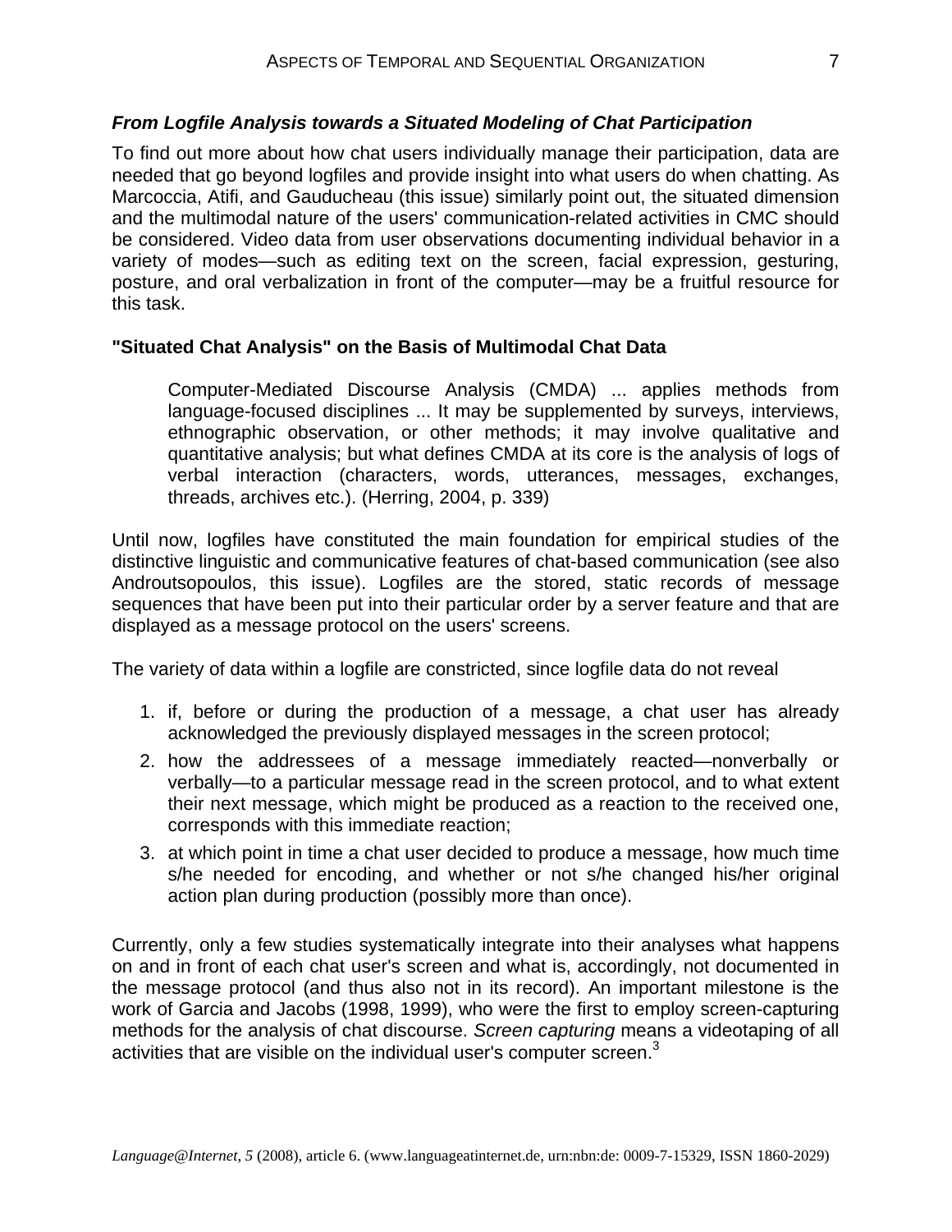### *From Logfile Analysis towards a Situated Modeling of Chat Participation*

To find out more about how chat users individually manage their participation, data are needed that go beyond logfiles and provide insight into what users do when chatting. As Marcoccia, Atifi, and Gauducheau (this issue) similarly point out, the situated dimension and the multimodal nature of the users' communication-related activities in CMC should be considered. Video data from user observations documenting individual behavior in a variety of modes—such as editing text on the screen, facial expression, gesturing, posture, and oral verbalization in front of the computer—may be a fruitful resource for this task.

#### "Situated Chat Analysis" on the Basis of Multimodal Chat Data

> Computer-Mediated Discourse Analysis (CMDA) ... applies methods from language-focused disciplines ... It may be supplemented by surveys, interviews, ethnographic observation, or other methods; it may involve qualitative and quantitative analysis; but what defines CMDA at its core is the analysis of logs of verbal interaction (characters, words, utterances, messages, exchanges, threads, archives etc.). (Herring, 2004, p. 339)

Until now, logfiles have constituted the main foundation for empirical studies of the distinctive linguistic and communicative features of chat-based communication (see also Androutsopoulos, this issue). Logfiles are the stored, static records of message sequences that have been put into their particular order by a server feature and that are displayed as a message protocol on the users' screens.

The variety of data within a logfile are constricted, since logfile data do not reveal

1. if, before or during the production of a message, a chat user has already acknowledged the previously displayed messages in the screen protocol;
2. how the addressees of a message immediately reacted—nonverbally or verbally—to a particular message read in the screen protocol, and to what extent their next message, which might be produced as a reaction to the received one, corresponds with this immediate reaction;
3. at which point in time a chat user decided to produce a message, how much time s/he needed for encoding, and whether or not s/he changed his/her original action plan during production (possibly more than once).

Currently, only a few studies systematically integrate into their analyses what happens on and in front of each chat user's screen and what is, accordingly, not documented in the message protocol (and thus also not in its record). An important milestone is the work of Garcia and Jacobs (1998, 1999), who were the first to employ screen-capturing methods for the analysis of chat discourse. *Screen capturing* means a videotaping of all activities that are visible on the individual user's computer screen.[3]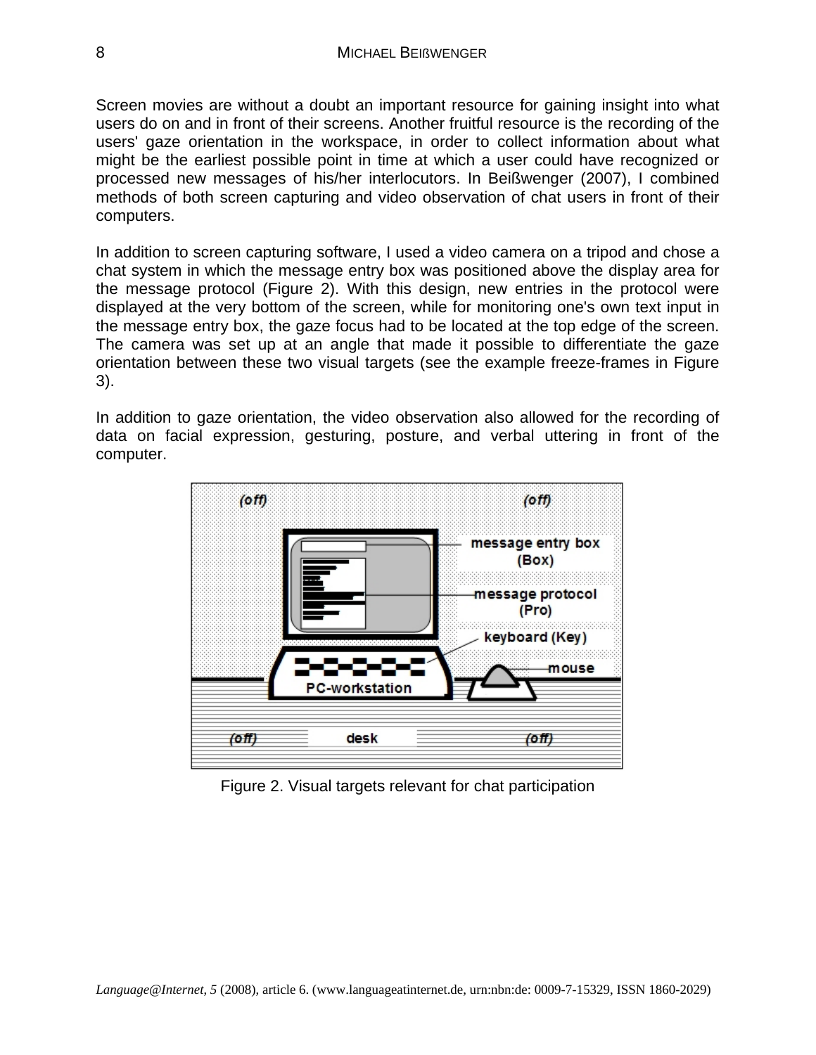Screen movies are without a doubt an important resource for gaining insight into what users do on and in front of their screens. Another fruitful resource is the recording of the users' gaze orientation in the workspace, in order to collect information about what might be the earliest possible point in time at which a user could have recognized or processed new messages of his/her interlocutors. In Beißwenger (2007), I combined methods of both screen capturing and video observation of chat users in front of their computers.

In addition to screen capturing software, I used a video camera on a tripod and chose a chat system in which the message entry box was positioned above the display area for the message protocol (Figure 2). With this design, new entries in the protocol were displayed at the very bottom of the screen, while for monitoring one's own text input in the message entry box, the gaze focus had to be located at the top edge of the screen. The camera was set up at an angle that made it possible to differentiate the gaze orientation between these two visual targets (see the example freeze-frames in Figure 3).

In addition to gaze orientation, the video observation also allowed for the recording of data on facial expression, gesturing, posture, and verbal uttering in front of the computer.

Figure 2. Visual targets relevant for chat participation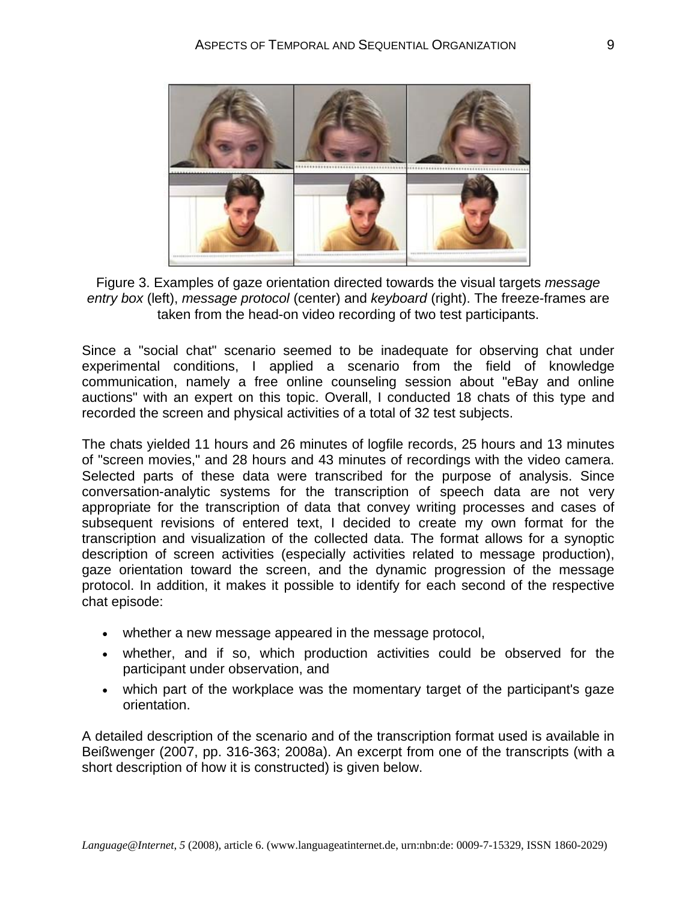Figure 3. Examples of gaze orientation directed towards the visual targets *message entry box* (left), *message protocol* (center) and *keyboard* (right). The freeze-frames are taken from the head-on video recording of two test participants.

Since a "social chat" scenario seemed to be inadequate for observing chat under experimental conditions, I applied a scenario from the field of knowledge communication, namely a free online counseling session about "eBay and online auctions" with an expert on this topic. Overall, I conducted 18 chats of this type and recorded the screen and physical activities of a total of 32 test subjects.

The chats yielded 11 hours and 26 minutes of logfile records, 25 hours and 13 minutes of "screen movies," and 28 hours and 43 minutes of recordings with the video camera. Selected parts of these data were transcribed for the purpose of analysis. Since conversation-analytic systems for the transcription of speech data are not very appropriate for the transcription of data that convey writing processes and cases of subsequent revisions of entered text, I decided to create my own format for the transcription and visualization of the collected data. The format allows for a synoptic description of screen activities (especially activities related to message production), gaze orientation toward the screen, and the dynamic progression of the message protocol. In addition, it makes it possible to identify for each second of the respective chat episode:

- whether a new message appeared in the message protocol,
- whether, and if so, which production activities could be observed for the participant under observation, and
- which part of the workplace was the momentary target of the participant's gaze orientation.

A detailed description of the scenario and of the transcription format used is available in Beißwenger (2007, pp. 316-363; 2008a). An excerpt from one of the transcripts (with a short description of how it is constructed) is given below.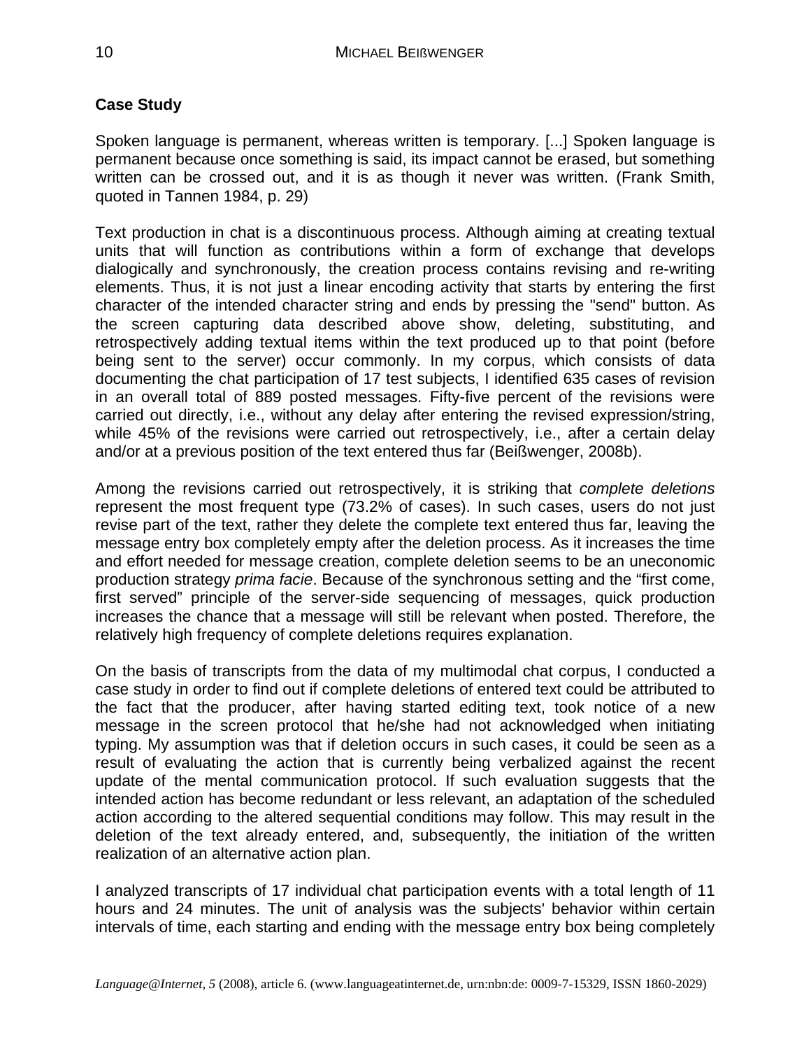### Case Study

Spoken language is permanent, whereas written is temporary. [...] Spoken language is permanent because once something is said, its impact cannot be erased, but something written can be crossed out, and it is as though it never was written. (Frank Smith, quoted in Tannen 1984, p. 29)

Text production in chat is a discontinuous process. Although aiming at creating textual units that will function as contributions within a form of exchange that develops dialogically and synchronously, the creation process contains revising and re-writing elements. Thus, it is not just a linear encoding activity that starts by entering the first character of the intended character string and ends by pressing the "send" button. As the screen capturing data described above show, deleting, substituting, and retrospectively adding textual items within the text produced up to that point (before being sent to the server) occur commonly. In my corpus, which consists of data documenting the chat participation of 17 test subjects, I identified 635 cases of revision in an overall total of 889 posted messages. Fifty-five percent of the revisions were carried out directly, i.e., without any delay after entering the revised expression/string, while 45% of the revisions were carried out retrospectively, i.e., after a certain delay and/or at a previous position of the text entered thus far (Beißwenger, 2008b).

Among the revisions carried out retrospectively, it is striking that *complete deletions* represent the most frequent type (73.2% of cases). In such cases, users do not just revise part of the text, rather they delete the complete text entered thus far, leaving the message entry box completely empty after the deletion process. As it increases the time and effort needed for message creation, complete deletion seems to be an uneconomic production strategy *prima facie*. Because of the synchronous setting and the “first come, first served” principle of the server-side sequencing of messages, quick production increases the chance that a message will still be relevant when posted. Therefore, the relatively high frequency of complete deletions requires explanation.

On the basis of transcripts from the data of my multimodal chat corpus, I conducted a case study in order to find out if complete deletions of entered text could be attributed to the fact that the producer, after having started editing text, took notice of a new message in the screen protocol that he/she had not acknowledged when initiating typing. My assumption was that if deletion occurs in such cases, it could be seen as a result of evaluating the action that is currently being verbalized against the recent update of the mental communication protocol. If such evaluation suggests that the intended action has become redundant or less relevant, an adaptation of the scheduled action according to the altered sequential conditions may follow. This may result in the deletion of the text already entered, and, subsequently, the initiation of the written realization of an alternative action plan.

I analyzed transcripts of 17 individual chat participation events with a total length of 11 hours and 24 minutes. The unit of analysis was the subjects' behavior within certain intervals of time, each starting and ending with the message entry box being completely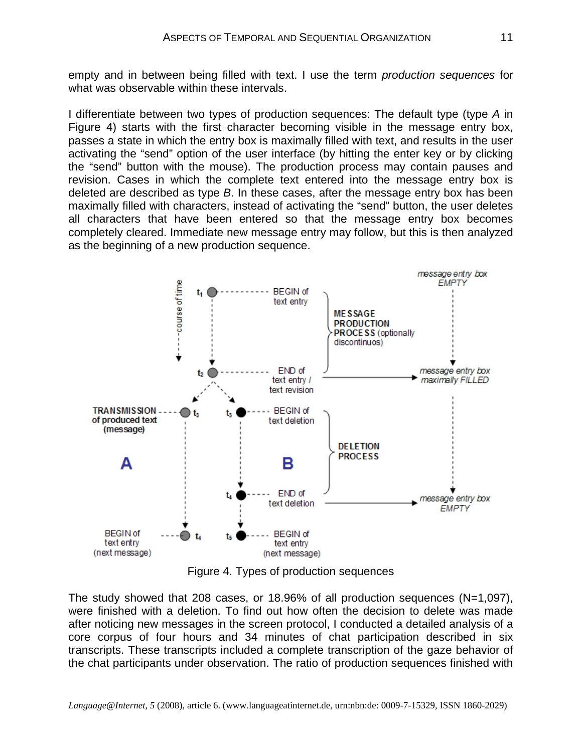empty and in between being filled with text. I use the term *production sequences* for what was observable within these intervals.

I differentiate between two types of production sequences: The default type (type *A* in Figure 4) starts with the first character becoming visible in the message entry box, passes a state in which the entry box is maximally filled with text, and results in the user activating the “send” option of the user interface (by hitting the enter key or by clicking the “send” button with the mouse). The production process may contain pauses and revision. Cases in which the complete text entered into the message entry box is deleted are described as type *B*. In these cases, after the message entry box has been maximally filled with characters, instead of activating the “send” button, the user deletes all characters that have been entered so that the message entry box becomes completely cleared. Immediate new message entry may follow, but this is then analyzed as the beginning of a new production sequence.

Figure 4. Types of production sequences

The study showed that 208 cases, or 18.96% of all production sequences (N=1,097), were finished with a deletion. To find out how often the decision to delete was made after noticing new messages in the screen protocol, I conducted a detailed analysis of a core corpus of four hours and 34 minutes of chat participation described in six transcripts. These transcripts included a complete transcription of the gaze behavior of the chat participants under observation. The ratio of production sequences finished with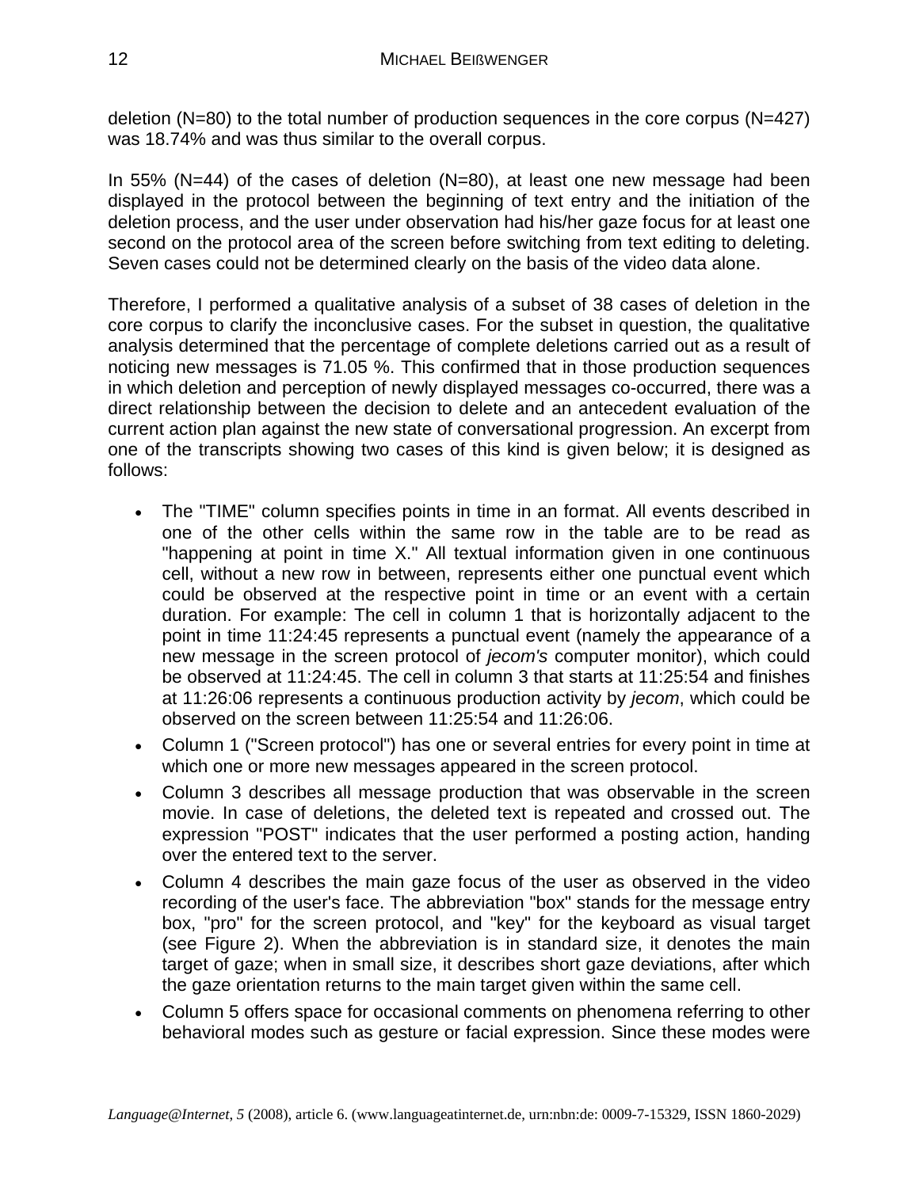deletion (N=80) to the total number of production sequences in the core corpus (N=427) was 18.74% and was thus similar to the overall corpus.

In 55% (N=44) of the cases of deletion (N=80), at least one new message had been displayed in the protocol between the beginning of text entry and the initiation of the deletion process, and the user under observation had his/her gaze focus for at least one second on the protocol area of the screen before switching from text editing to deleting. Seven cases could not be determined clearly on the basis of the video data alone.

Therefore, I performed a qualitative analysis of a subset of 38 cases of deletion in the core corpus to clarify the inconclusive cases. For the subset in question, the qualitative analysis determined that the percentage of complete deletions carried out as a result of noticing new messages is 71.05 %. This confirmed that in those production sequences in which deletion and perception of newly displayed messages co-occurred, there was a direct relationship between the decision to delete and an antecedent evaluation of the current action plan against the new state of conversational progression. An excerpt from one of the transcripts showing two cases of this kind is given below; it is designed as follows:

- The "TIME" column specifies points in time in an format. All events described in one of the other cells within the same row in the table are to be read as "happening at point in time X." All textual information given in one continuous cell, without a new row in between, represents either one punctual event which could be observed at the respective point in time or an event with a certain duration. For example: The cell in column 1 that is horizontally adjacent to the point in time 11:24:45 represents a punctual event (namely the appearance of a new message in the screen protocol of *jecom's* computer monitor), which could be observed at 11:24:45. The cell in column 3 that starts at 11:25:54 and finishes at 11:26:06 represents a continuous production activity by *jecom*, which could be observed on the screen between 11:25:54 and 11:26:06.
- Column 1 ("Screen protocol") has one or several entries for every point in time at which one or more new messages appeared in the screen protocol.
- Column 3 describes all message production that was observable in the screen movie. In case of deletions, the deleted text is repeated and crossed out. The expression "POST" indicates that the user performed a posting action, handing over the entered text to the server.
- Column 4 describes the main gaze focus of the user as observed in the video recording of the user's face. The abbreviation "box" stands for the message entry box, "pro" for the screen protocol, and "key" for the keyboard as visual target (see Figure 2). When the abbreviation is in standard size, it denotes the main target of gaze; when in small size, it describes short gaze deviations, after which the gaze orientation returns to the main target given within the same cell.
- Column 5 offers space for occasional comments on phenomena referring to other behavioral modes such as gesture or facial expression. Since these modes were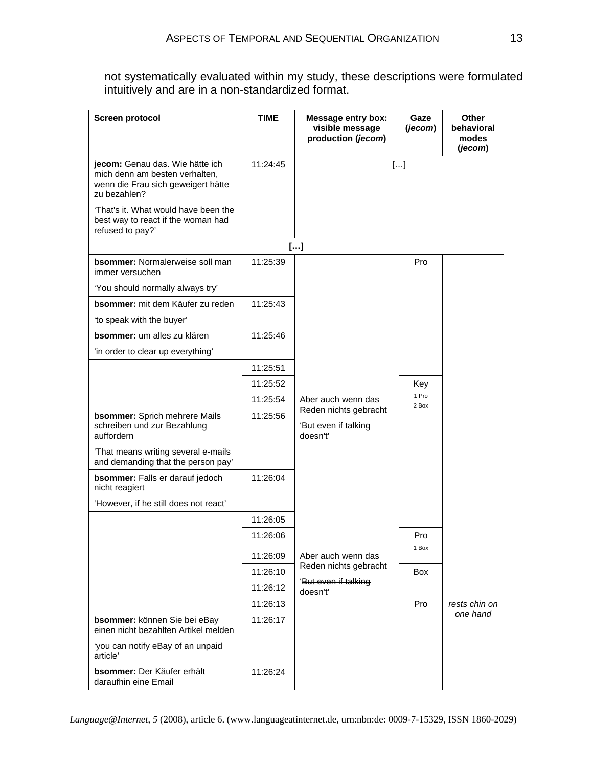not systematically evaluated within my study, these descriptions were formulated intuitively and are in a non-standardized format.

| Screen protocol | TIME | Message entry box: visible message production (*jecom*) | Gaze (*jecom*) | Other behavioral modes (*jecom*) |
|---|---|---|---|---|
| **jecom:** Genau das. Wie hätte ich mich denn am besten verhalten, wenn die Frau sich geweigert hätte zu bezahlen? 'That's it. What would have been the best way to react if the woman had refused to pay?' | 11:24:45 | […] | | |
| **[…]** | | | | |
| **bsommer:** Normalerweise soll man immer versuchen 'You should normally always try' | 11:25:39 | | Pro | |
| **bsommer:** mit dem Käufer zu reden 'to speak with the buyer' | 11:25:43 | | | |
| **bsommer:** um alles zu klären 'in order to clear up everything' | 11:25:46 | | | |
| | 11:25:51 | | | |
| | 11:25:52 | | Key 1 Pro 2 Box | |
| | 11:25:54 | Aber auch wenn das Reden nichts gebracht 'But even if talking doesn't' | | |
| **bsommer:** Sprich mehrere Mails schreiben und zur Bezahlung auffordern 'That means writing several e-mails and demanding that the person pay' | 11:25:56 | | | |
| **bsommer:** Falls er darauf jedoch nicht reagiert 'However, if he still does not react' | 11:26:04 | | | |
| | 11:26:05 | | | |
| | 11:26:06 | | Pro 1 Box | |
| | 11:26:09 | ~~Aber auch wenn das Reden nichts gebracht~~ '~~But even if talking doesn't~~' | | |
| | 11:26:10 | | Box | |
| | 11:26:12 | | | |
| | 11:26:13 | | Pro | *rests chin on one hand* |
| **bsommer:** können Sie bei eBay einen nicht bezahlten Artikel melden 'you can notify eBay of an unpaid article' | 11:26:17 | | | |
| **bsommer:** Der Käufer erhält daraufhin eine Email | 11:26:24 | | | |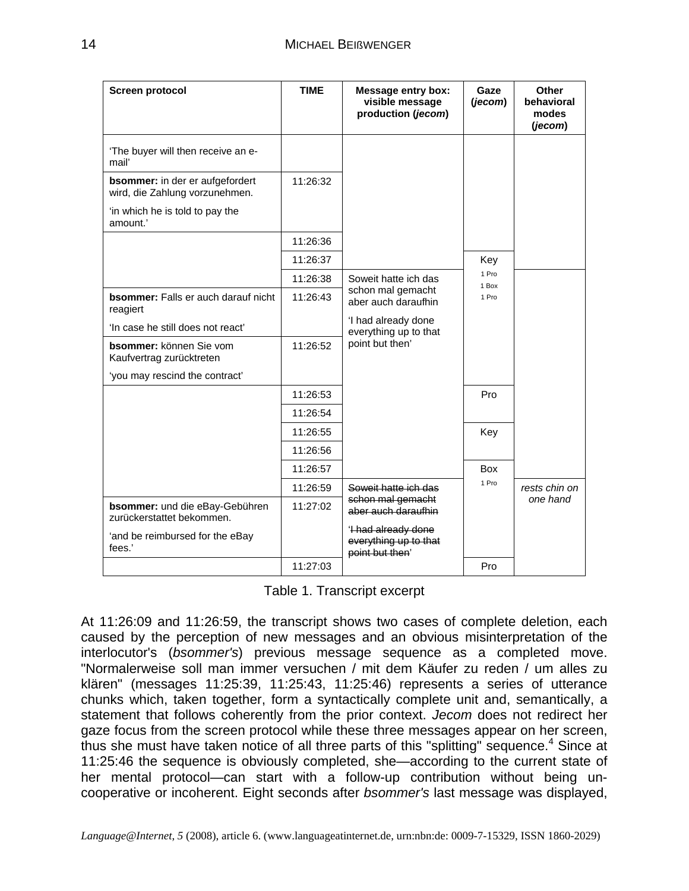| Screen protocol | TIME | Message entry box: visible message production (*jecom*) | Gaze (*jecom*) | Other behavioral modes (*jecom*) |
|---|---|---|---|---|
| 'The buyer will then receive an e-mail' | | | | |
| **bsommer:** in der er aufgefordert wird, die Zahlung vorzunehmen. 'in which he is told to pay the amount.' | 11:26:32 | | | |
| | 11:26:36 | | | |
| | 11:26:37 | | Key 1 Pro 1 Box 1 Pro | |
| | 11:26:38 | Soweit hatte ich das schon mal gemacht aber auch daraufhin 'I had already done everything up to that point but then' | | |
| **bsommer:** Falls er auch darauf nicht reagiert 'In case he still does not react' | 11:26:43 | | | |
| **bsommer:** können Sie vom Kaufvertrag zurücktreten 'you may rescind the contract' | 11:26:52 | | | |
| | 11:26:53 | | Pro | |
| | 11:26:54 | | | |
| | 11:26:55 | | Key | |
| | 11:26:56 | | | |
| | 11:26:57 | | Box 1 Pro | |
| | 11:26:59 | ~~Soweit hatte ich das schon mal gemacht aber auch daraufhin~~ '~~I had already done everything up to that point but then~~' | | *rests chin on one hand* |
| **bsommer:** und die eBay-Gebühren zurückerstattet bekommen. 'and be reimbursed for the eBay fees.' | 11:27:02 | | | |
| | 11:27:03 | | Pro | |

Table 1. Transcript excerpt

At 11:26:09 and 11:26:59, the transcript shows two cases of complete deletion, each caused by the perception of new messages and an obvious misinterpretation of the interlocutor's (*bsommer's*) previous message sequence as a completed move. "Normalerweise soll man immer versuchen / mit dem Käufer zu reden / um alles zu klären" (messages 11:25:39, 11:25:43, 11:25:46) represents a series of utterance chunks which, taken together, form a syntactically complete unit and, semantically, a statement that follows coherently from the prior context. *Jecom* does not redirect her gaze focus from the screen protocol while these three messages appear on her screen, thus she must have taken notice of all three parts of this "splitting" sequence.[4] Since at 11:25:46 the sequence is obviously completed, she—according to the current state of her mental protocol—can start with a follow-up contribution without being uncooperative or incoherent. Eight seconds after *bsommer's* last message was displayed,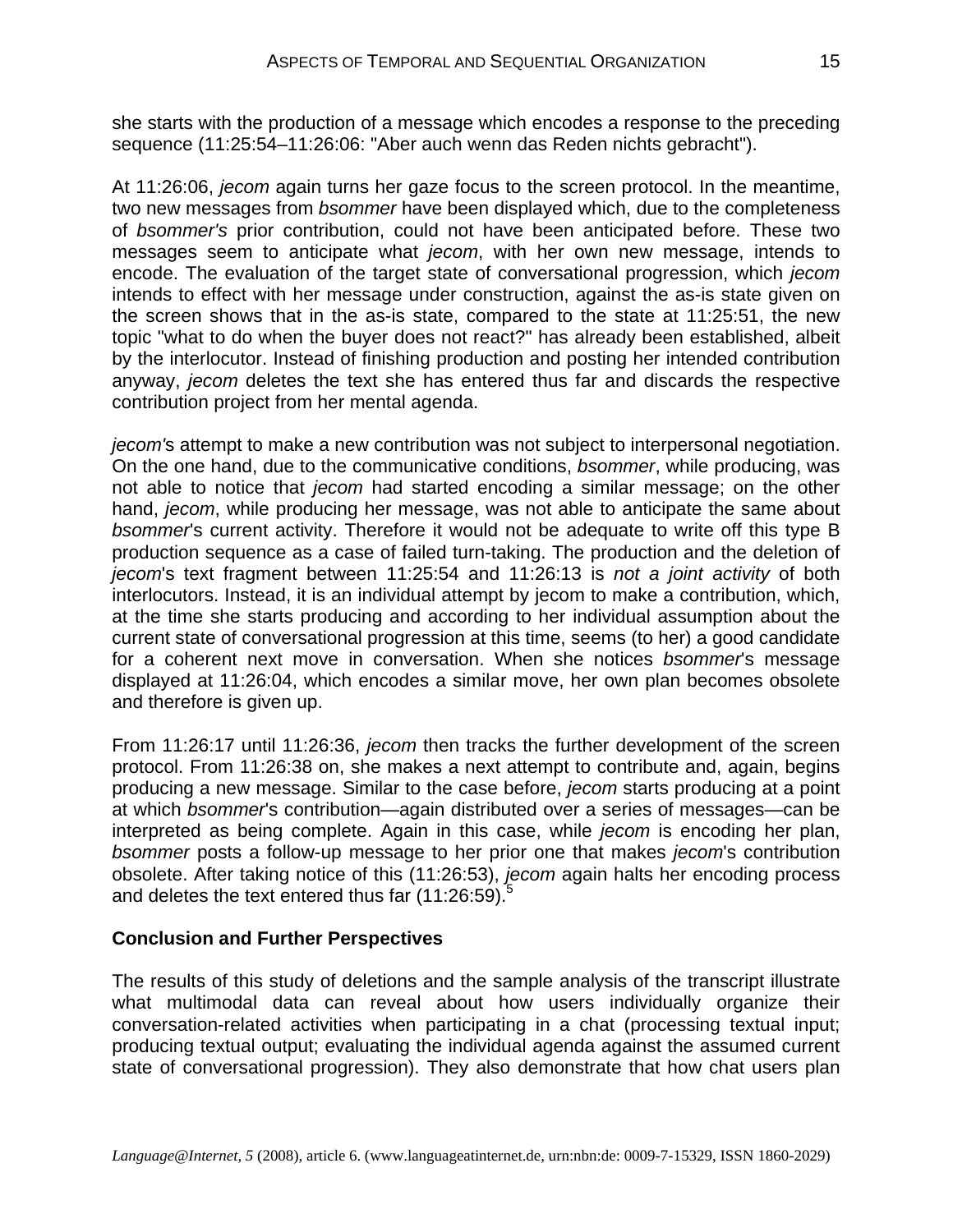she starts with the production of a message which encodes a response to the preceding sequence (11:25:54–11:26:06: "Aber auch wenn das Reden nichts gebracht").

At 11:26:06, *jecom* again turns her gaze focus to the screen protocol. In the meantime, two new messages from *bsommer* have been displayed which, due to the completeness of *bsommer's* prior contribution, could not have been anticipated before. These two messages seem to anticipate what *jecom*, with her own new message, intends to encode. The evaluation of the target state of conversational progression, which *jecom* intends to effect with her message under construction, against the as-is state given on the screen shows that in the as-is state, compared to the state at 11:25:51, the new topic "what to do when the buyer does not react?" has already been established, albeit by the interlocutor. Instead of finishing production and posting her intended contribution anyway, *jecom* deletes the text she has entered thus far and discards the respective contribution project from her mental agenda.

*jecom*'s attempt to make a new contribution was not subject to interpersonal negotiation. On the one hand, due to the communicative conditions, *bsommer*, while producing, was not able to notice that *jecom* had started encoding a similar message; on the other hand, *jecom*, while producing her message, was not able to anticipate the same about *bsommer*'s current activity. Therefore it would not be adequate to write off this type B production sequence as a case of failed turn-taking. The production and the deletion of *jecom*'s text fragment between 11:25:54 and 11:26:13 is *not a joint activity* of both interlocutors. Instead, it is an individual attempt by jecom to make a contribution, which, at the time she starts producing and according to her individual assumption about the current state of conversational progression at this time, seems (to her) a good candidate for a coherent next move in conversation. When she notices *bsommer*'s message displayed at 11:26:04, which encodes a similar move, her own plan becomes obsolete and therefore is given up.

From 11:26:17 until 11:26:36, *jecom* then tracks the further development of the screen protocol. From 11:26:38 on, she makes a next attempt to contribute and, again, begins producing a new message. Similar to the case before, *jecom* starts producing at a point at which *bsommer*'s contribution—again distributed over a series of messages—can be interpreted as being complete. Again in this case, while *jecom* is encoding her plan, *bsommer* posts a follow-up message to her prior one that makes *jecom*'s contribution obsolete. After taking notice of this (11:26:53), *jecom* again halts her encoding process and deletes the text entered thus far (11:26:59).[5]

## Conclusion and Further Perspectives

The results of this study of deletions and the sample analysis of the transcript illustrate what multimodal data can reveal about how users individually organize their conversation-related activities when participating in a chat (processing textual input; producing textual output; evaluating the individual agenda against the assumed current state of conversational progression). They also demonstrate that how chat users plan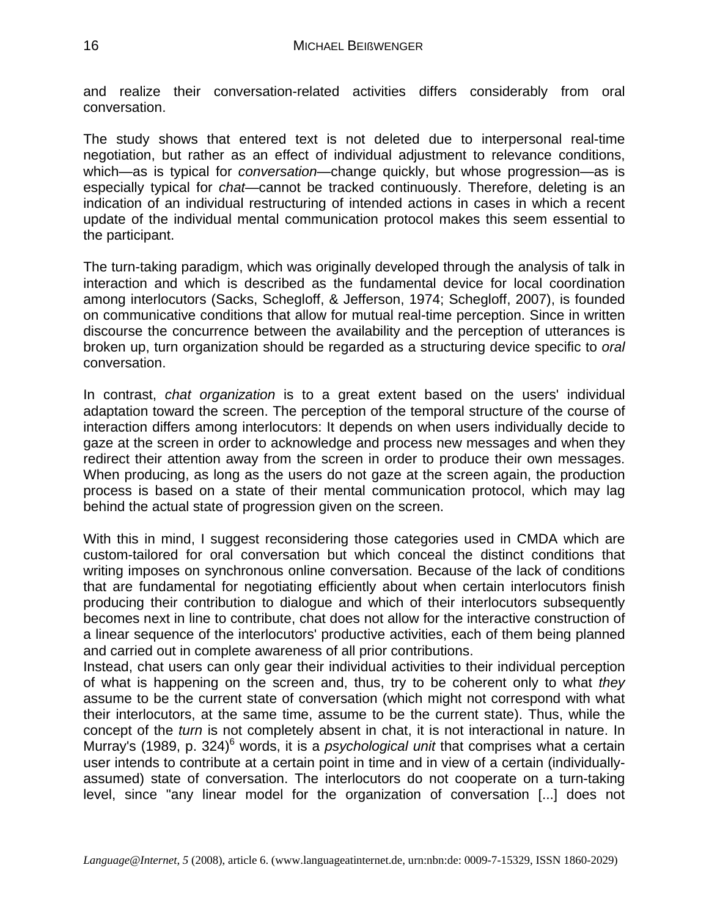and realize their conversation-related activities differs considerably from oral conversation.

The study shows that entered text is not deleted due to interpersonal real-time negotiation, but rather as an effect of individual adjustment to relevance conditions, which—as is typical for *conversation*—change quickly, but whose progression—as is especially typical for *chat*—cannot be tracked continuously. Therefore, deleting is an indication of an individual restructuring of intended actions in cases in which a recent update of the individual mental communication protocol makes this seem essential to the participant.

The turn-taking paradigm, which was originally developed through the analysis of talk in interaction and which is described as the fundamental device for local coordination among interlocutors (Sacks, Schegloff, & Jefferson, 1974; Schegloff, 2007), is founded on communicative conditions that allow for mutual real-time perception. Since in written discourse the concurrence between the availability and the perception of utterances is broken up, turn organization should be regarded as a structuring device specific to *oral* conversation.

In contrast, *chat organization* is to a great extent based on the users' individual adaptation toward the screen. The perception of the temporal structure of the course of interaction differs among interlocutors: It depends on when users individually decide to gaze at the screen in order to acknowledge and process new messages and when they redirect their attention away from the screen in order to produce their own messages. When producing, as long as the users do not gaze at the screen again, the production process is based on a state of their mental communication protocol, which may lag behind the actual state of progression given on the screen.

With this in mind, I suggest reconsidering those categories used in CMDA which are custom-tailored for oral conversation but which conceal the distinct conditions that writing imposes on synchronous online conversation. Because of the lack of conditions that are fundamental for negotiating efficiently about when certain interlocutors finish producing their contribution to dialogue and which of their interlocutors subsequently becomes next in line to contribute, chat does not allow for the interactive construction of a linear sequence of the interlocutors' productive activities, each of them being planned and carried out in complete awareness of all prior contributions.
Instead, chat users can only gear their individual activities to their individual perception of what is happening on the screen and, thus, try to be coherent only to what *they* assume to be the current state of conversation (which might not correspond with what their interlocutors, at the same time, assume to be the current state). Thus, while the concept of the *turn* is not completely absent in chat, it is not interactional in nature. In Murray's (1989, p. 324)[6] words, it is a *psychological unit* that comprises what a certain user intends to contribute at a certain point in time and in view of a certain (individually-assumed) state of conversation. The interlocutors do not cooperate on a turn-taking level, since "any linear model for the organization of conversation [...] does not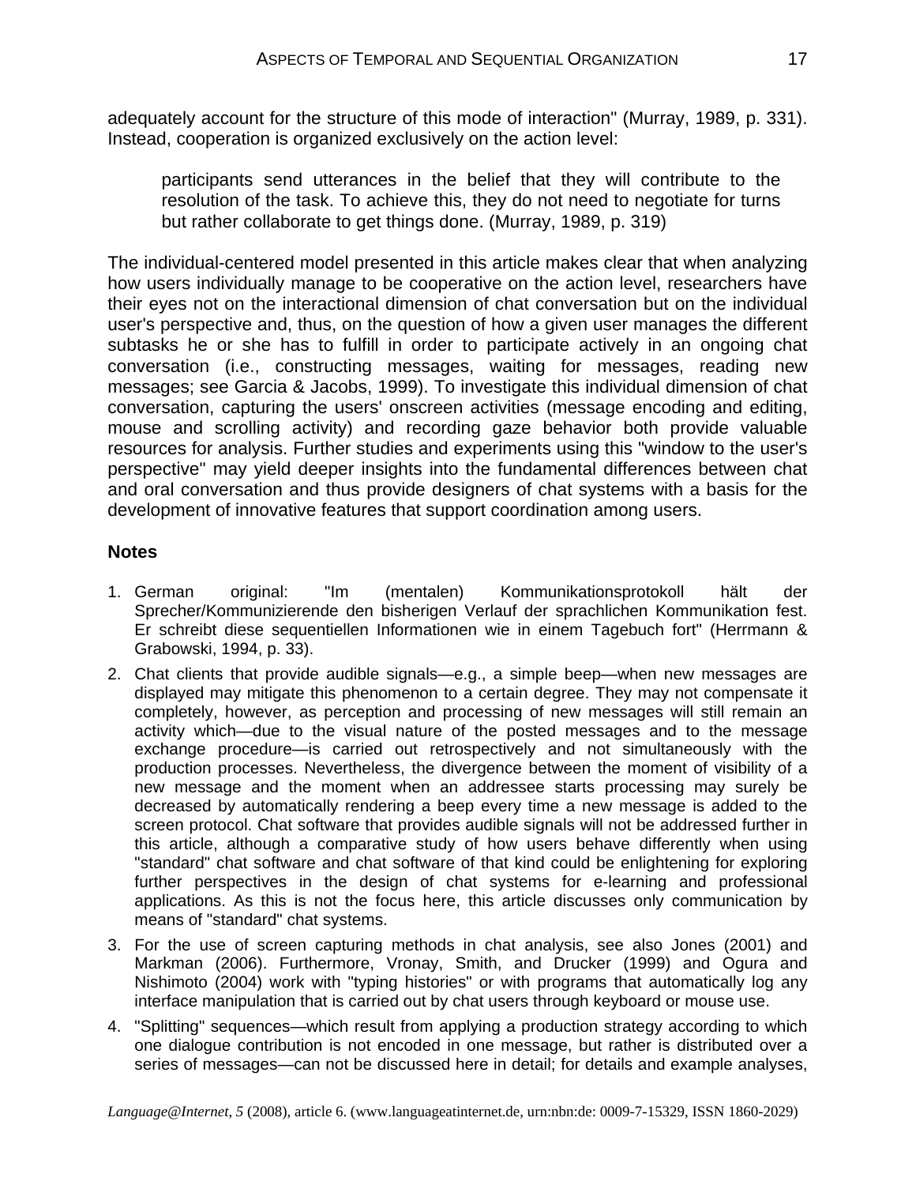adequately account for the structure of this mode of interaction" (Murray, 1989, p. 331). Instead, cooperation is organized exclusively on the action level:

> participants send utterances in the belief that they will contribute to the resolution of the task. To achieve this, they do not need to negotiate for turns but rather collaborate to get things done. (Murray, 1989, p. 319)

The individual-centered model presented in this article makes clear that when analyzing how users individually manage to be cooperative on the action level, researchers have their eyes not on the interactional dimension of chat conversation but on the individual user's perspective and, thus, on the question of how a given user manages the different subtasks he or she has to fulfill in order to participate actively in an ongoing chat conversation (i.e., constructing messages, waiting for messages, reading new messages; see Garcia & Jacobs, 1999). To investigate this individual dimension of chat conversation, capturing the users' onscreen activities (message encoding and editing, mouse and scrolling activity) and recording gaze behavior both provide valuable resources for analysis. Further studies and experiments using this "window to the user's perspective" may yield deeper insights into the fundamental differences between chat and oral conversation and thus provide designers of chat systems with a basis for the development of innovative features that support coordination among users.

## Notes

1. German original: "Im (mentalen) Kommunikationsprotokoll hält der Sprecher/Kommunizierende den bisherigen Verlauf der sprachlichen Kommunikation fest. Er schreibt diese sequentiellen Informationen wie in einem Tagebuch fort" (Herrmann & Grabowski, 1994, p. 33).
2. Chat clients that provide audible signals—e.g., a simple beep—when new messages are displayed may mitigate this phenomenon to a certain degree. They may not compensate it completely, however, as perception and processing of new messages will still remain an activity which—due to the visual nature of the posted messages and to the message exchange procedure—is carried out retrospectively and not simultaneously with the production processes. Nevertheless, the divergence between the moment of visibility of a new message and the moment when an addressee starts processing may surely be decreased by automatically rendering a beep every time a new message is added to the screen protocol. Chat software that provides audible signals will not be addressed further in this article, although a comparative study of how users behave differently when using "standard" chat software and chat software of that kind could be enlightening for exploring further perspectives in the design of chat systems for e-learning and professional applications. As this is not the focus here, this article discusses only communication by means of "standard" chat systems.
3. For the use of screen capturing methods in chat analysis, see also Jones (2001) and Markman (2006). Furthermore, Vronay, Smith, and Drucker (1999) and Ogura and Nishimoto (2004) work with "typing histories" or with programs that automatically log any interface manipulation that is carried out by chat users through keyboard or mouse use.
4. "Splitting" sequences—which result from applying a production strategy according to which one dialogue contribution is not encoded in one message, but rather is distributed over a series of messages—can not be discussed here in detail; for details and example analyses,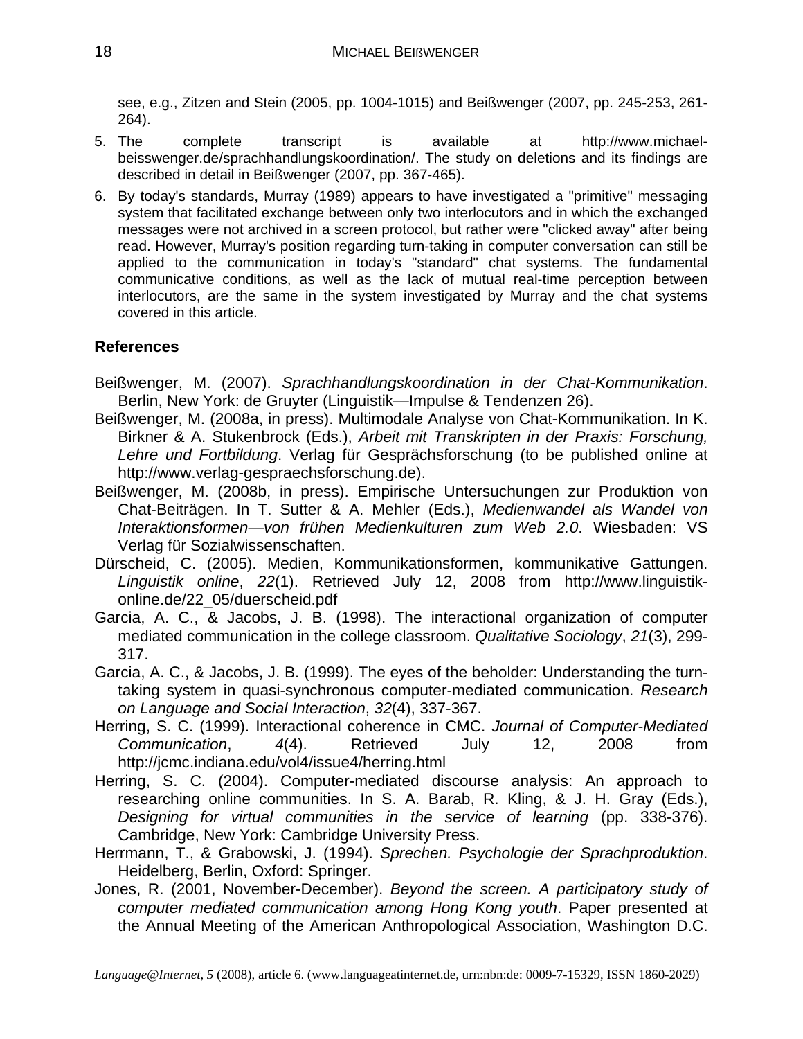see, e.g., Zitzen and Stein (2005, pp. 1004-1015) and Beißwenger (2007, pp. 245-253, 261-264).

5. The complete transcript is available at http://www.michael-beisswenger.de/sprachhandlungskoordination/. The study on deletions and its findings are described in detail in Beißwenger (2007, pp. 367-465).
6. By today's standards, Murray (1989) appears to have investigated a "primitive" messaging system that facilitated exchange between only two interlocutors and in which the exchanged messages were not archived in a screen protocol, but rather were "clicked away" after being read. However, Murray's position regarding turn-taking in computer conversation can still be applied to the communication in today's "standard" chat systems. The fundamental communicative conditions, as well as the lack of mutual real-time perception between interlocutors, are the same in the system investigated by Murray and the chat systems covered in this article.

### References

Beißwenger, M. (2007). *Sprachhandlungskoordination in der Chat-Kommunikation*. Berlin, New York: de Gruyter (Linguistik—Impulse & Tendenzen 26).

Beißwenger, M. (2008a, in press). Multimodale Analyse von Chat-Kommunikation. In K. Birkner & A. Stukenbrock (Eds.), *Arbeit mit Transkripten in der Praxis: Forschung, Lehre und Fortbildung*. Verlag für Gesprächsforschung (to be published online at http://www.verlag-gespraechsforschung.de).

Beißwenger, M. (2008b, in press). Empirische Untersuchungen zur Produktion von Chat-Beiträgen. In T. Sutter & A. Mehler (Eds.), *Medienwandel als Wandel von Interaktionsformen—von frühen Medienkulturen zum Web 2.0*. Wiesbaden: VS Verlag für Sozialwissenschaften.

Dürscheid, C. (2005). Medien, Kommunikationsformen, kommunikative Gattungen. *Linguistik online*, *22*(1). Retrieved July 12, 2008 from http://www.linguistik-online.de/22_05/duerscheid.pdf

Garcia, A. C., & Jacobs, J. B. (1998). The interactional organization of computer mediated communication in the college classroom. *Qualitative Sociology*, *21*(3), 299-317.

Garcia, A. C., & Jacobs, J. B. (1999). The eyes of the beholder: Understanding the turn-taking system in quasi-synchronous computer-mediated communication. *Research on Language and Social Interaction*, *32*(4), 337-367.

Herring, S. C. (1999). Interactional coherence in CMC. *Journal of Computer-Mediated Communication*, *4*(4). Retrieved July 12, 2008 from http://jcmc.indiana.edu/vol4/issue4/herring.html

Herring, S. C. (2004). Computer-mediated discourse analysis: An approach to researching online communities. In S. A. Barab, R. Kling, & J. H. Gray (Eds.), *Designing for virtual communities in the service of learning* (pp. 338-376). Cambridge, New York: Cambridge University Press.

Herrmann, T., & Grabowski, J. (1994). *Sprechen. Psychologie der Sprachproduktion*. Heidelberg, Berlin, Oxford: Springer.

Jones, R. (2001, November-December). *Beyond the screen. A participatory study of computer mediated communication among Hong Kong youth*. Paper presented at the Annual Meeting of the American Anthropological Association, Washington D.C.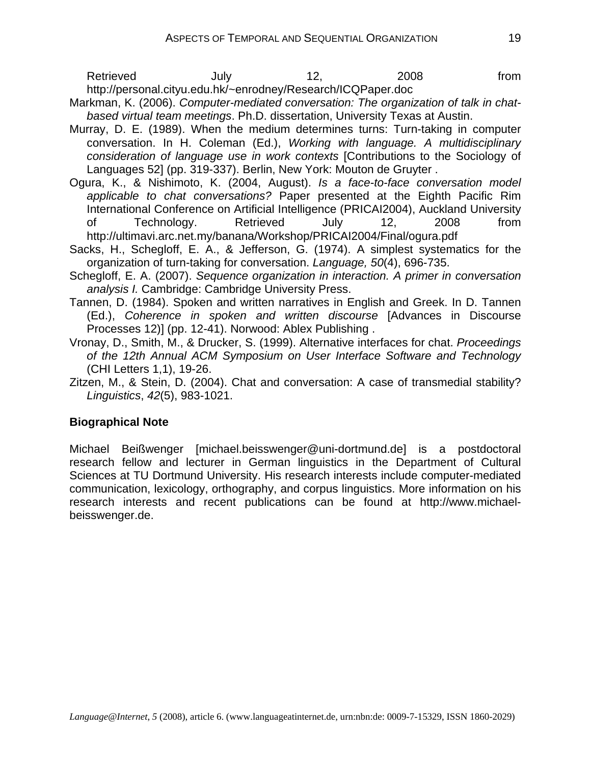Retrieved July 12, 2008 from http://personal.cityu.edu.hk/~enrodney/Research/ICQPaper.doc

Markman, K. (2006). *Computer-mediated conversation: The organization of talk in chat-based virtual team meetings*. Ph.D. dissertation, University Texas at Austin.

Murray, D. E. (1989). When the medium determines turns: Turn-taking in computer conversation. In H. Coleman (Ed.), *Working with language. A multidisciplinary consideration of language use in work contexts* [Contributions to the Sociology of Languages 52] (pp. 319-337). Berlin, New York: Mouton de Gruyter .

Ogura, K., & Nishimoto, K. (2004, August). *Is a face-to-face conversation model applicable to chat conversations?* Paper presented at the Eighth Pacific Rim International Conference on Artificial Intelligence (PRICAI2004), Auckland University of Technology. Retrieved July 12, 2008 from http://ultimavi.arc.net.my/banana/Workshop/PRICAI2004/Final/ogura.pdf

Sacks, H., Schegloff, E. A., & Jefferson, G. (1974). A simplest systematics for the organization of turn-taking for conversation. *Language, 50*(4), 696-735.

Schegloff, E. A. (2007). *Sequence organization in interaction. A primer in conversation analysis I.* Cambridge: Cambridge University Press.

Tannen, D. (1984). Spoken and written narratives in English and Greek. In D. Tannen (Ed.), *Coherence in spoken and written discourse* [Advances in Discourse Processes 12)] (pp. 12-41). Norwood: Ablex Publishing .

Vronay, D., Smith, M., & Drucker, S. (1999). Alternative interfaces for chat. *Proceedings of the 12th Annual ACM Symposium on User Interface Software and Technology* (CHI Letters 1,1), 19-26.

Zitzen, M., & Stein, D. (2004). Chat and conversation: A case of transmedial stability? *Linguistics*, *42*(5), 983-1021.

### Biographical Note

Michael Beißwenger [michael.beisswenger@uni-dortmund.de] is a postdoctoral research fellow and lecturer in German linguistics in the Department of Cultural Sciences at TU Dortmund University. His research interests include computer-mediated communication, lexicology, orthography, and corpus linguistics. More information on his research interests and recent publications can be found at http://www.michael-beisswenger.de.